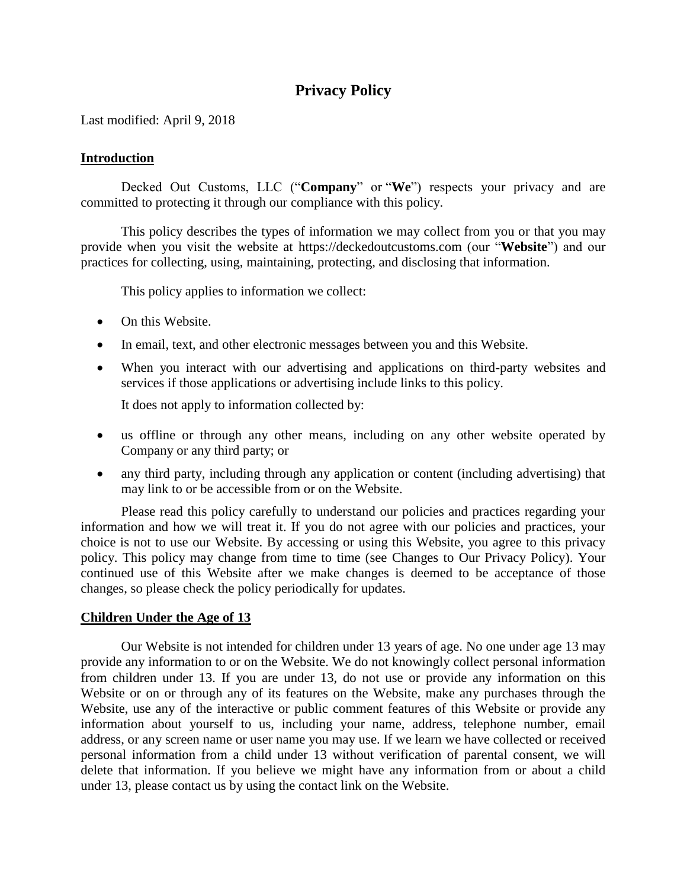# Privacy Policy

Last modified: April 9, 2018

## Introduction

Decked Out Customs, LLC ("**Company**" or "**We**") respects your privacy and are committed to protecting it through our compliance with this policy.

This policy describes the types of information we may collect from you or that you may provide when you visit the website at https://deckedoutcustoms.com (our "**Website**") and our practices for collecting, using, maintaining, protecting, and disclosing that information.

This policy applies to information we collect:

- On this Website.
- In email, text, and other electronic messages between you and this Website.
- When you interact with our advertising and applications on third-party websites and services if those applications or advertising include links to this policy.

It does not apply to information collected by:

- us offline or through any other means, including on any other website operated by Company or any third party; or
- any third party, including through any application or content (including advertising) that may link to or be accessible from or on the Website.

Please read this policy carefully to understand our policies and practices regarding your information and how we will treat it. If you do not agree with our policies and practices, your choice is not to use our Website. By accessing or using this Website, you agree to this privacy policy. This policy may change from time to time (see Changes to Our Privacy Policy). Your continued use of this Website after we make changes is deemed to be acceptance of those changes, so please check the policy periodically for updates.

## Children Under the Age of 13

Our Website is not intended for children under 13 years of age. No one under age 13 may provide any information to or on the Website. We do not knowingly collect personal information from children under 13. If you are under 13, do not use or provide any information on this Website or on or through any of its features on the Website, make any purchases through the Website, use any of the interactive or public comment features of this Website or provide any information about yourself to us, including your name, address, telephone number, email address, or any screen name or user name you may use. If we learn we have collected or received personal information from a child under 13 without verification of parental consent, we will delete that information. If you believe we might have any information from or about a child under 13, please contact us by using the contact link on the Website.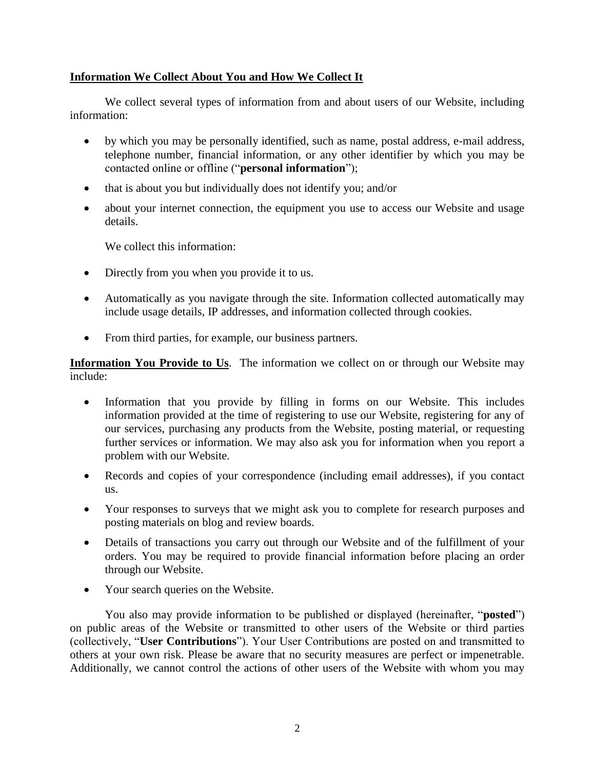**Information We Collect About You and How We Collect It**

We collect several types of information from and about users of our Website, including information:

- by which you may be personally identified, such as name, postal address, e-mail address, telephone number, financial information, or any other identifier by which you may be contacted online or offline ("**personal information**");
- that is about you but individually does not identify you; and/or
- about your internet connection, the equipment you use to access our Website and usage details.

We collect this information:

- Directly from you when you provide it to us.
- Automatically as you navigate through the site. Information collected automatically may include usage details, IP addresses, and information collected through cookies.
- From third parties, for example, our business partners.

**Information You Provide to Us**. The information we collect on or through our Website may include:

- Information that you provide by filling in forms on our Website. This includes information provided at the time of registering to use our Website, registering for any of our services, purchasing any products from the Website, posting material, or requesting further services or information. We may also ask you for information when you report a problem with our Website.
- Records and copies of your correspondence (including email addresses), if you contact us.
- Your responses to surveys that we might ask you to complete for research purposes and posting materials on blog and review boards.
- Details of transactions you carry out through our Website and of the fulfillment of your orders. You may be required to provide financial information before placing an order through our Website.
- Your search queries on the Website.

You also may provide information to be published or displayed (hereinafter, "**posted**") on public areas of the Website or transmitted to other users of the Website or third parties (collectively, "**User Contributions**"). Your User Contributions are posted on and transmitted to others at your own risk. Please be aware that no security measures are perfect or impenetrable. Additionally, we cannot control the actions of other users of the Website with whom you may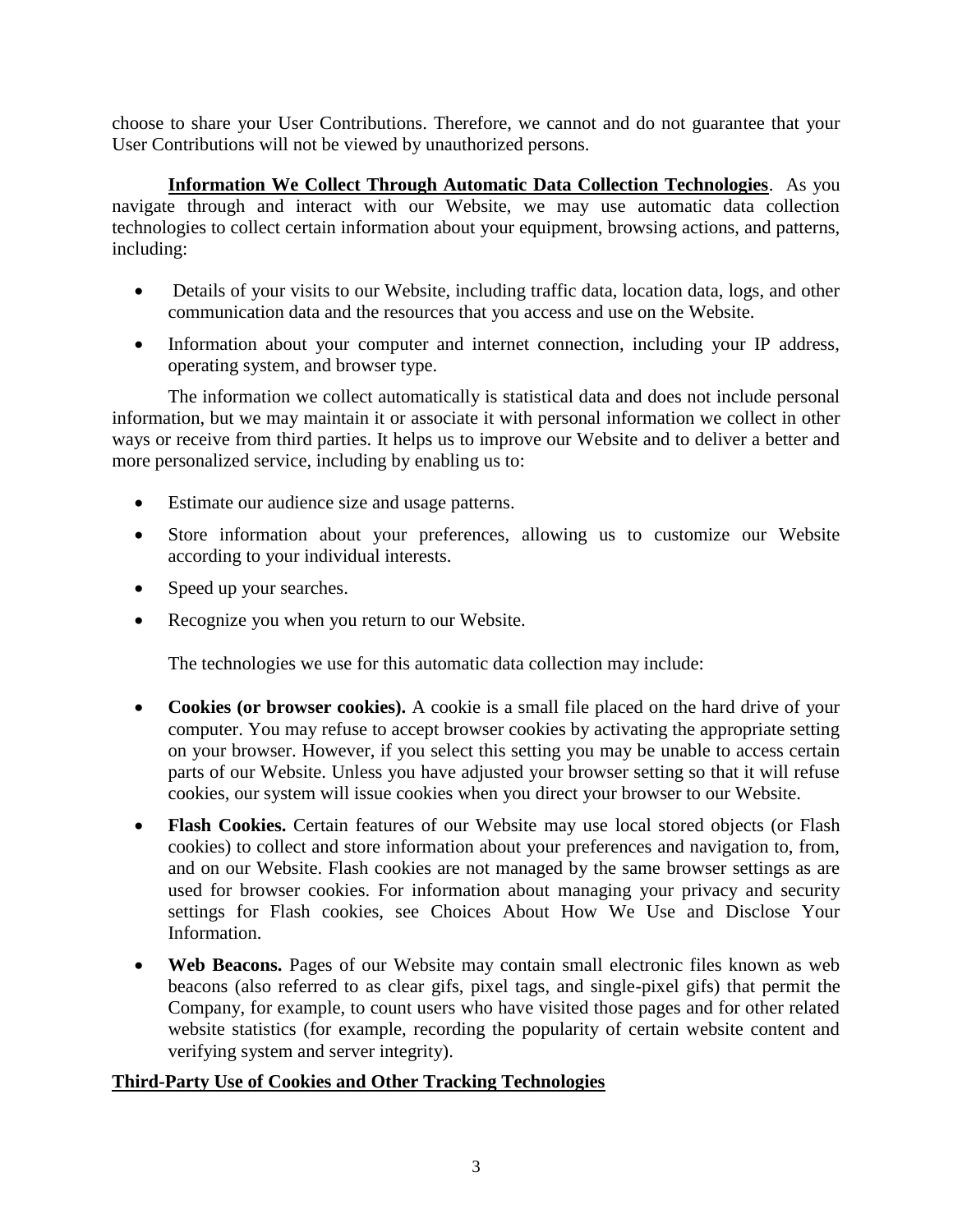choose to share your User Contributions. Therefore, we cannot and do not guarantee that your User Contributions will not be viewed by unauthorized persons.

**Information We Collect Through Automatic Data Collection Technologies**. As you navigate through and interact with our Website, we may use automatic data collection technologies to collect certain information about your equipment, browsing actions, and patterns, including:

- Details of your visits to our Website, including traffic data, location data, logs, and other communication data and the resources that you access and use on the Website.
- Information about your computer and internet connection, including your IP address, operating system, and browser type.

The information we collect automatically is statistical data and does not include personal information, but we may maintain it or associate it with personal information we collect in other ways or receive from third parties. It helps us to improve our Website and to deliver a better and more personalized service, including by enabling us to:

- Estimate our audience size and usage patterns.
- Store information about your preferences, allowing us to customize our Website according to your individual interests.
- Speed up your searches.
- Recognize you when you return to our Website.

The technologies we use for this automatic data collection may include:

- **Cookies (or browser cookies).** A cookie is a small file placed on the hard drive of your computer. You may refuse to accept browser cookies by activating the appropriate setting on your browser. However, if you select this setting you may be unable to access certain parts of our Website. Unless you have adjusted your browser setting so that it will refuse cookies, our system will issue cookies when you direct your browser to our Website.
- **Flash Cookies.** Certain features of our Website may use local stored objects (or Flash cookies) to collect and store information about your preferences and navigation to, from, and on our Website. Flash cookies are not managed by the same browser settings as are used for browser cookies. For information about managing your privacy and security settings for Flash cookies, see Choices About How We Use and Disclose Your Information.
- **Web Beacons.** Pages of our Website may contain small electronic files known as web beacons (also referred to as clear gifs, pixel tags, and single-pixel gifs) that permit the Company, for example, to count users who have visited those pages and for other related website statistics (for example, recording the popularity of certain website content and verifying system and server integrity).

## Third-Party Use of Cookies and Other Tracking Technologies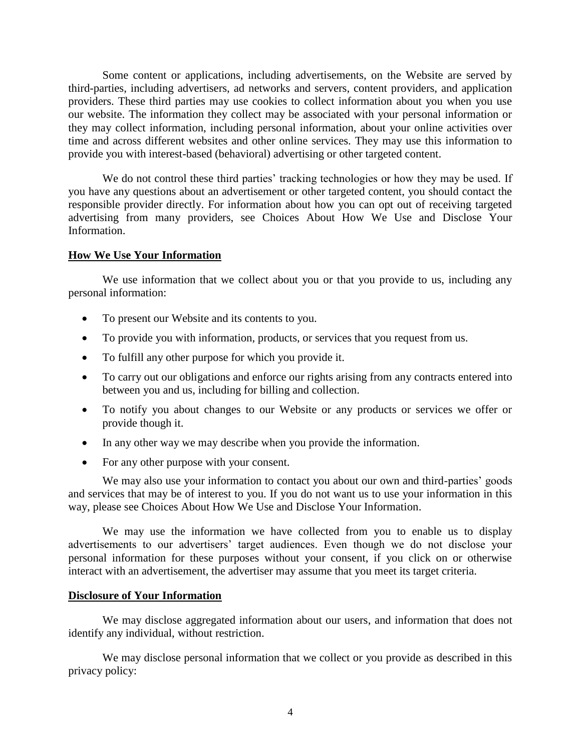Some content or applications, including advertisements, on the Website are served by third-parties, including advertisers, ad networks and servers, content providers, and application providers. These third parties may use cookies to collect information about you when you use our website. The information they collect may be associated with your personal information or they may collect information, including personal information, about your online activities over time and across different websites and other online services. They may use this information to provide you with interest-based (behavioral) advertising or other targeted content.

We do not control these third parties' tracking technologies or how they may be used. If you have any questions about an advertisement or other targeted content, you should contact the responsible provider directly. For information about how you can opt out of receiving targeted advertising from many providers, see Choices About How We Use and Disclose Your Information.

**<u>How We Use Your Information</u>**

We use information that we collect about you or that you provide to us, including any personal information:

- To present our Website and its contents to you.
- To provide you with information, products, or services that you request from us.
- To fulfill any other purpose for which you provide it.
- To carry out our obligations and enforce our rights arising from any contracts entered into between you and us, including for billing and collection.
- To notify you about changes to our Website or any products or services we offer or provide though it.
- In any other way we may describe when you provide the information.
- For any other purpose with your consent.

We may also use your information to contact you about our own and third-parties' goods and services that may be of interest to you. If you do not want us to use your information in this way, please see Choices About How We Use and Disclose Your Information.

We may use the information we have collected from you to enable us to display advertisements to our advertisers' target audiences. Even though we do not disclose your personal information for these purposes without your consent, if you click on or otherwise interact with an advertisement, the advertiser may assume that you meet its target criteria.

**<u>Disclosure of Your Information</u>**

We may disclose aggregated information about our users, and information that does not identify any individual, without restriction.

We may disclose personal information that we collect or you provide as described in this privacy policy: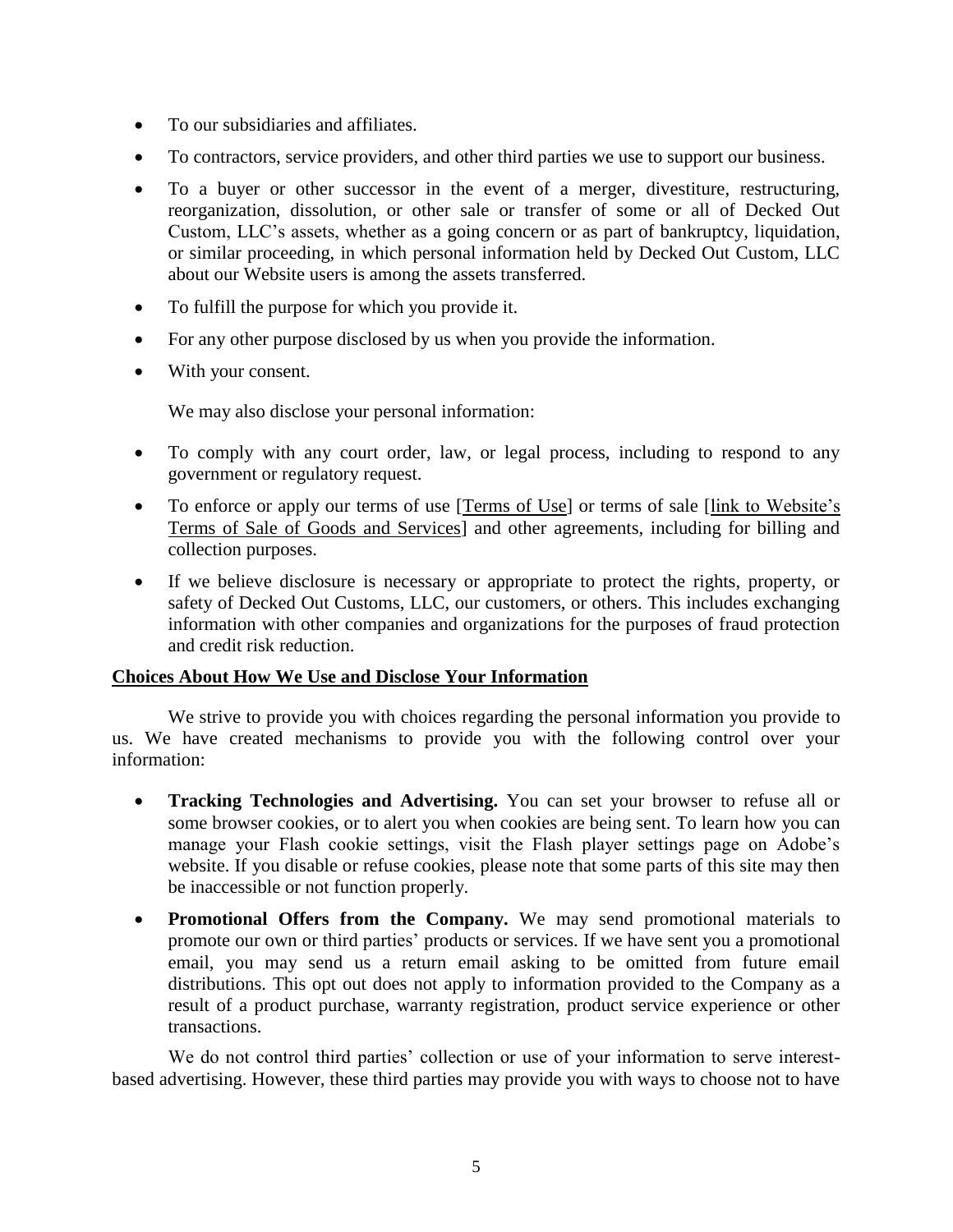- To our subsidiaries and affiliates.
- To contractors, service providers, and other third parties we use to support our business.
- To a buyer or other successor in the event of a merger, divestiture, restructuring, reorganization, dissolution, or other sale or transfer of some or all of Decked Out Custom, LLC's assets, whether as a going concern or as part of bankruptcy, liquidation, or similar proceeding, in which personal information held by Decked Out Custom, LLC about our Website users is among the assets transferred.
- To fulfill the purpose for which you provide it.
- For any other purpose disclosed by us when you provide the information.
- With your consent.

We may also disclose your personal information:

- To comply with any court order, law, or legal process, including to respond to any government or regulatory request.
- To enforce or apply our terms of use [Terms of Use] or terms of sale [link to Website's Terms of Sale of Goods and Services] and other agreements, including for billing and collection purposes.
- If we believe disclosure is necessary or appropriate to protect the rights, property, or safety of Decked Out Customs, LLC, our customers, or others. This includes exchanging information with other companies and organizations for the purposes of fraud protection and credit risk reduction.

**Choices About How We Use and Disclose Your Information**

We strive to provide you with choices regarding the personal information you provide to us. We have created mechanisms to provide you with the following control over your information:

- **Tracking Technologies and Advertising.** You can set your browser to refuse all or some browser cookies, or to alert you when cookies are being sent. To learn how you can manage your Flash cookie settings, visit the Flash player settings page on Adobe's website. If you disable or refuse cookies, please note that some parts of this site may then be inaccessible or not function properly.
- **Promotional Offers from the Company.** We may send promotional materials to promote our own or third parties' products or services. If we have sent you a promotional email, you may send us a return email asking to be omitted from future email distributions. This opt out does not apply to information provided to the Company as a result of a product purchase, warranty registration, product service experience or other transactions.

We do not control third parties' collection or use of your information to serve interest-based advertising. However, these third parties may provide you with ways to choose not to have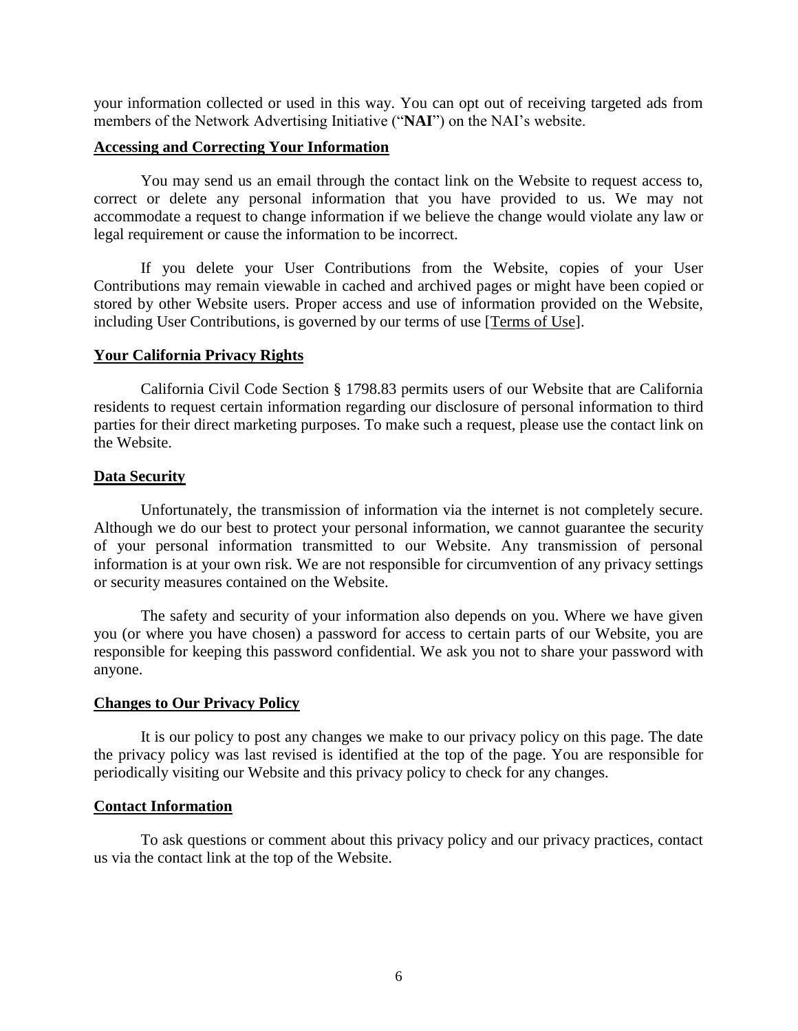your information collected or used in this way. You can opt out of receiving targeted ads from members of the Network Advertising Initiative ("**NAI**") on the NAI's website.

## Accessing and Correcting Your Information

You may send us an email through the contact link on the Website to request access to, correct or delete any personal information that you have provided to us. We may not accommodate a request to change information if we believe the change would violate any law or legal requirement or cause the information to be incorrect.

If you delete your User Contributions from the Website, copies of your User Contributions may remain viewable in cached and archived pages or might have been copied or stored by other Website users. Proper access and use of information provided on the Website, including User Contributions, is governed by our terms of use [Terms of Use].

## Your California Privacy Rights

California Civil Code Section § 1798.83 permits users of our Website that are California residents to request certain information regarding our disclosure of personal information to third parties for their direct marketing purposes. To make such a request, please use the contact link on the Website.

## Data Security

Unfortunately, the transmission of information via the internet is not completely secure. Although we do our best to protect your personal information, we cannot guarantee the security of your personal information transmitted to our Website. Any transmission of personal information is at your own risk. We are not responsible for circumvention of any privacy settings or security measures contained on the Website.

The safety and security of your information also depends on you. Where we have given you (or where you have chosen) a password for access to certain parts of our Website, you are responsible for keeping this password confidential. We ask you not to share your password with anyone.

## Changes to Our Privacy Policy

It is our policy to post any changes we make to our privacy policy on this page. The date the privacy policy was last revised is identified at the top of the page. You are responsible for periodically visiting our Website and this privacy policy to check for any changes.

## Contact Information

To ask questions or comment about this privacy policy and our privacy practices, contact us via the contact link at the top of the Website.